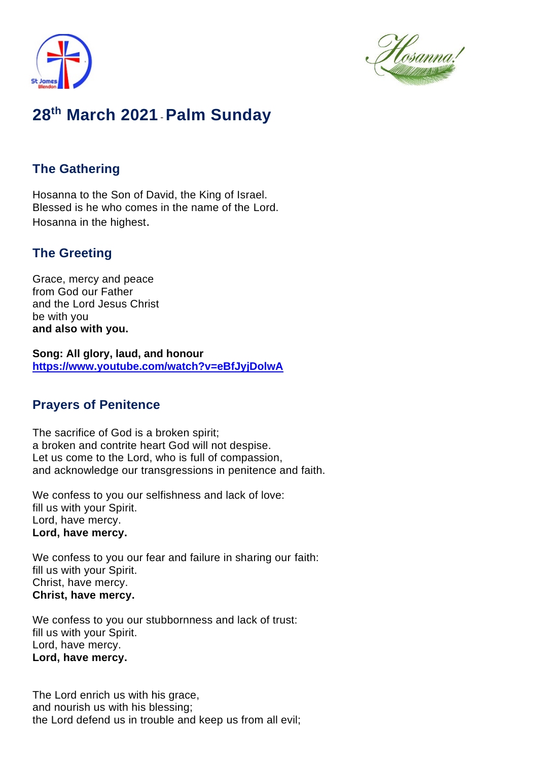# 28th March 2021 - Palm Sunday

## The Gathering

Hosanna to the Son of David, the King of Israel.
Blessed is he who comes in the name of the Lord.
Hosanna in the highest.

## The Greeting

Grace, mercy and peace
from God our Father
and the Lord Jesus Christ
be with you
**and also with you.**

**Song: All glory, laud, and honour**
**https://www.youtube.com/watch?v=eBfJyjDolwA**

## Prayers of Penitence

The sacrifice of God is a broken spirit;
a broken and contrite heart God will not despise.
Let us come to the Lord, who is full of compassion,
and acknowledge our transgressions in penitence and faith.

We confess to you our selfishness and lack of love:
fill us with your Spirit.
Lord, have mercy.
**Lord, have mercy.**

We confess to you our fear and failure in sharing our faith:
fill us with your Spirit.
Christ, have mercy.
**Christ, have mercy.**

We confess to you our stubbornness and lack of trust:
fill us with your Spirit.
Lord, have mercy.
**Lord, have mercy.**

The Lord enrich us with his grace,
and nourish us with his blessing;
the Lord defend us in trouble and keep us from all evil;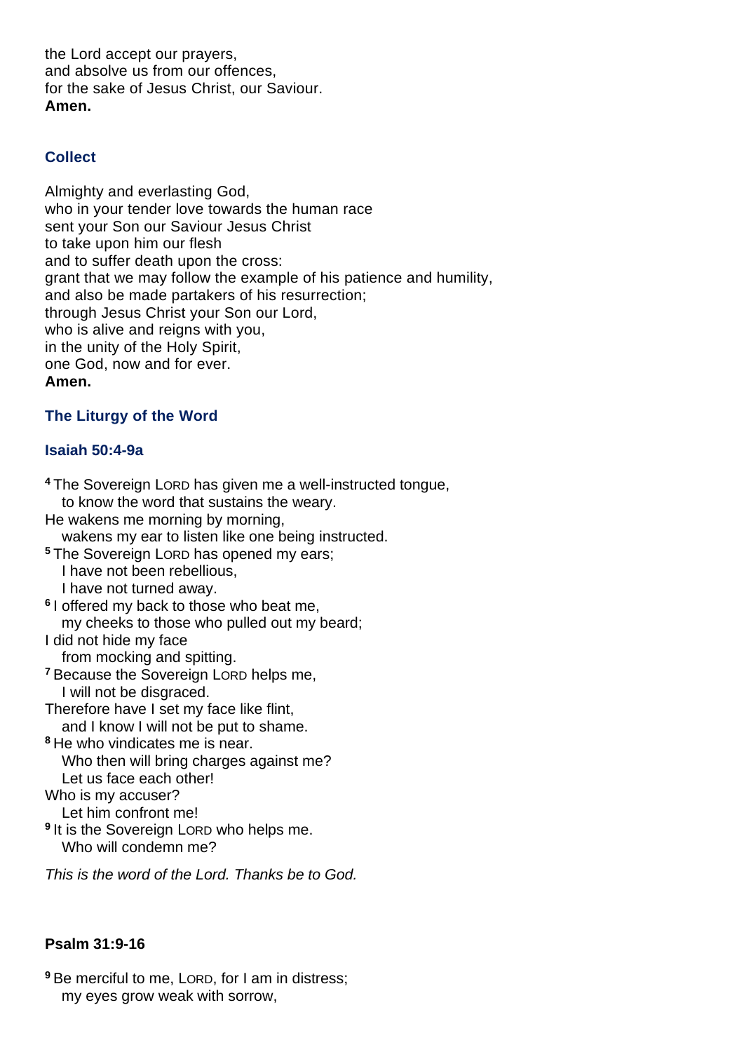the Lord accept our prayers,  
and absolve us from our offences,  
for the sake of Jesus Christ, our Saviour.  
**Amen.**

### Collect

Almighty and everlasting God,  
who in your tender love towards the human race  
sent your Son our Saviour Jesus Christ  
to take upon him our flesh  
and to suffer death upon the cross:  
grant that we may follow the example of his patience and humility,  
and also be made partakers of his resurrection;  
through Jesus Christ your Son our Lord,  
who is alive and reigns with you,  
in the unity of the Holy Spirit,  
one God, now and for ever.  
**Amen.**

### The Liturgy of the Word

### Isaiah 50:4-9a

[4] The Sovereign LORD has given me a well-instructed tongue,  
to know the word that sustains the weary.  
He wakens me morning by morning,  
wakens my ear to listen like one being instructed.  
[5] The Sovereign LORD has opened my ears;  
I have not been rebellious,  
I have not turned away.  
[6] I offered my back to those who beat me,  
my cheeks to those who pulled out my beard;  
I did not hide my face  
from mocking and spitting.  
[7] Because the Sovereign LORD helps me,  
I will not be disgraced.  
Therefore have I set my face like flint,  
and I know I will not be put to shame.  
[8] He who vindicates me is near.  
Who then will bring charges against me?  
Let us face each other!  
Who is my accuser?  
Let him confront me!  
[9] It is the Sovereign LORD who helps me.  
Who will condemn me?

*This is the word of the Lord. Thanks be to God.*

### Psalm 31:9-16

[9] Be merciful to me, LORD, for I am in distress;  
my eyes grow weak with sorrow,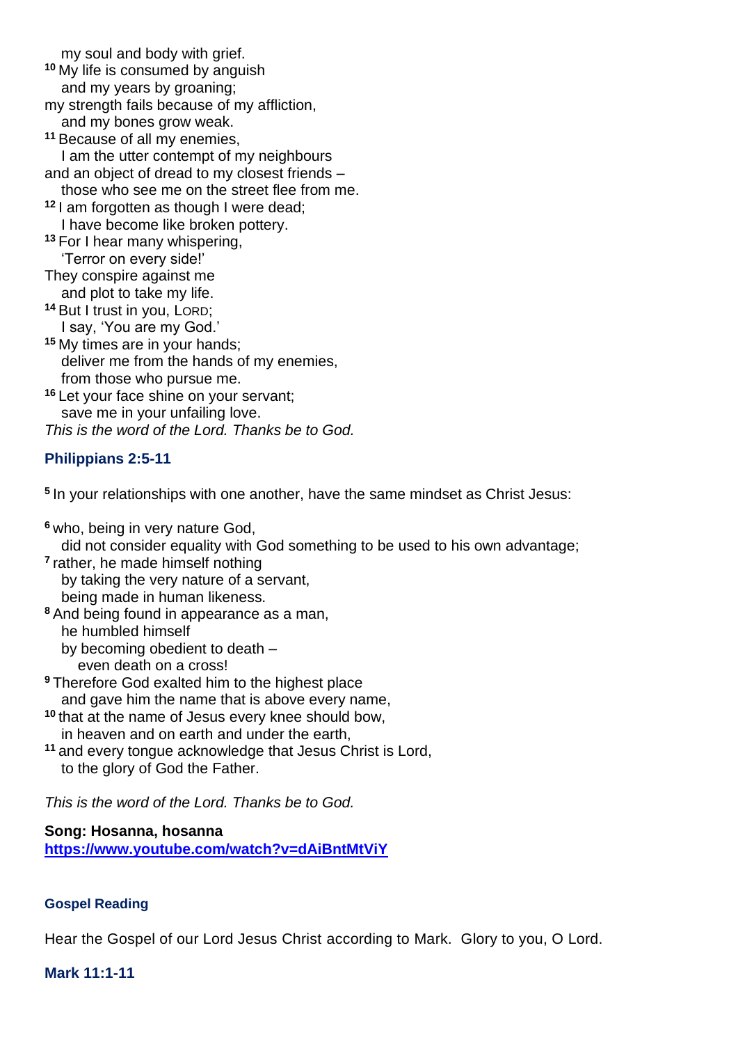my soul and body with grief.
[10] My life is consumed by anguish
and my years by groaning;
my strength fails because of my affliction,
and my bones grow weak.
[11] Because of all my enemies,
I am the utter contempt of my neighbours
and an object of dread to my closest friends –
those who see me on the street flee from me.
[12] I am forgotten as though I were dead;
I have become like broken pottery.
[13] For I hear many whispering,
'Terror on every side!'
They conspire against me
and plot to take my life.
[14] But I trust in you, LORD;
I say, 'You are my God.'
[15] My times are in your hands;
deliver me from the hands of my enemies,
from those who pursue me.
[16] Let your face shine on your servant;
save me in your unfailing love.
*This is the word of the Lord. Thanks be to God.*

### Philippians 2:5-11

[5] In your relationships with one another, have the same mindset as Christ Jesus:

[6] who, being in very nature God,
did not consider equality with God something to be used to his own advantage;
[7] rather, he made himself nothing
by taking the very nature of a servant,
being made in human likeness.
[8] And being found in appearance as a man,
he humbled himself
by becoming obedient to death –
even death on a cross!
[9] Therefore God exalted him to the highest place
and gave him the name that is above every name,
[10] that at the name of Jesus every knee should bow,
in heaven and on earth and under the earth,
[11] and every tongue acknowledge that Jesus Christ is Lord,
to the glory of God the Father.

*This is the word of the Lord. Thanks be to God.*

**Song: Hosanna, hosanna**
**https://www.youtube.com/watch?v=dAiBntMtViY**

#### Gospel Reading

Hear the Gospel of our Lord Jesus Christ according to Mark. Glory to you, O Lord.

### Mark 11:1-11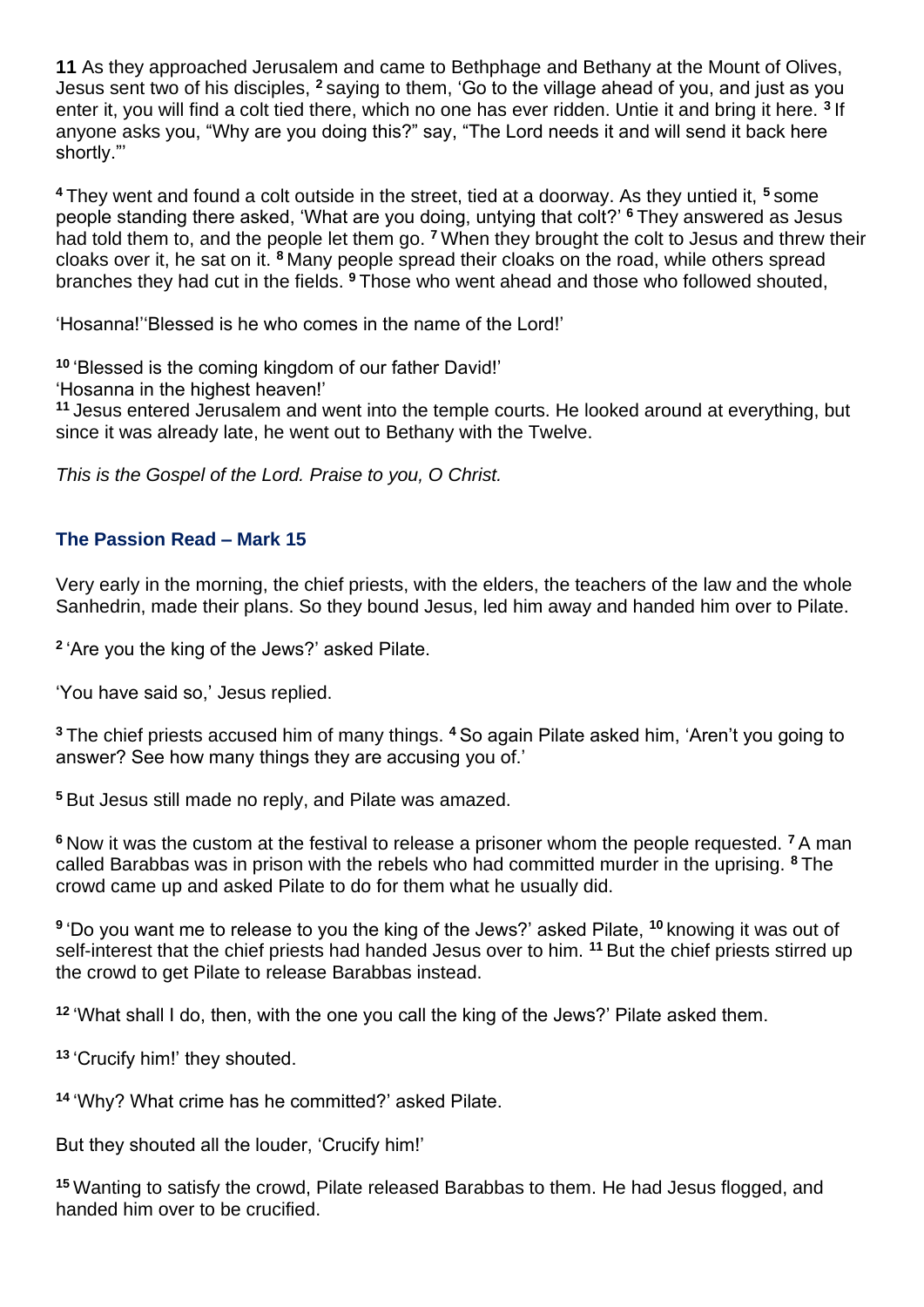**11** As they approached Jerusalem and came to Bethphage and Bethany at the Mount of Olives, Jesus sent two of his disciples, [2] saying to them, 'Go to the village ahead of you, and just as you enter it, you will find a colt tied there, which no one has ever ridden. Untie it and bring it here. [3] If anyone asks you, "Why are you doing this?" say, "The Lord needs it and will send it back here shortly."'

[4] They went and found a colt outside in the street, tied at a doorway. As they untied it, [5] some people standing there asked, 'What are you doing, untying that colt?' [6] They answered as Jesus had told them to, and the people let them go. [7] When they brought the colt to Jesus and threw their cloaks over it, he sat on it. [8] Many people spread their cloaks on the road, while others spread branches they had cut in the fields. [9] Those who went ahead and those who followed shouted,

'Hosanna!''Blessed is he who comes in the name of the Lord!'

[10] 'Blessed is the coming kingdom of our father David!'
'Hosanna in the highest heaven!'
[11] Jesus entered Jerusalem and went into the temple courts. He looked around at everything, but since it was already late, he went out to Bethany with the Twelve.

*This is the Gospel of the Lord. Praise to you, O Christ.*

### The Passion Read – Mark 15

Very early in the morning, the chief priests, with the elders, the teachers of the law and the whole Sanhedrin, made their plans. So they bound Jesus, led him away and handed him over to Pilate.

[2] 'Are you the king of the Jews?' asked Pilate.

'You have said so,' Jesus replied.

[3] The chief priests accused him of many things. [4] So again Pilate asked him, 'Aren't you going to answer? See how many things they are accusing you of.'

[5] But Jesus still made no reply, and Pilate was amazed.

[6] Now it was the custom at the festival to release a prisoner whom the people requested. [7] A man called Barabbas was in prison with the rebels who had committed murder in the uprising. [8] The crowd came up and asked Pilate to do for them what he usually did.

[9] 'Do you want me to release to you the king of the Jews?' asked Pilate, [10] knowing it was out of self-interest that the chief priests had handed Jesus over to him. [11] But the chief priests stirred up the crowd to get Pilate to release Barabbas instead.

[12] 'What shall I do, then, with the one you call the king of the Jews?' Pilate asked them.

[13] 'Crucify him!' they shouted.

[14] 'Why? What crime has he committed?' asked Pilate.

But they shouted all the louder, 'Crucify him!'

[15] Wanting to satisfy the crowd, Pilate released Barabbas to them. He had Jesus flogged, and handed him over to be crucified.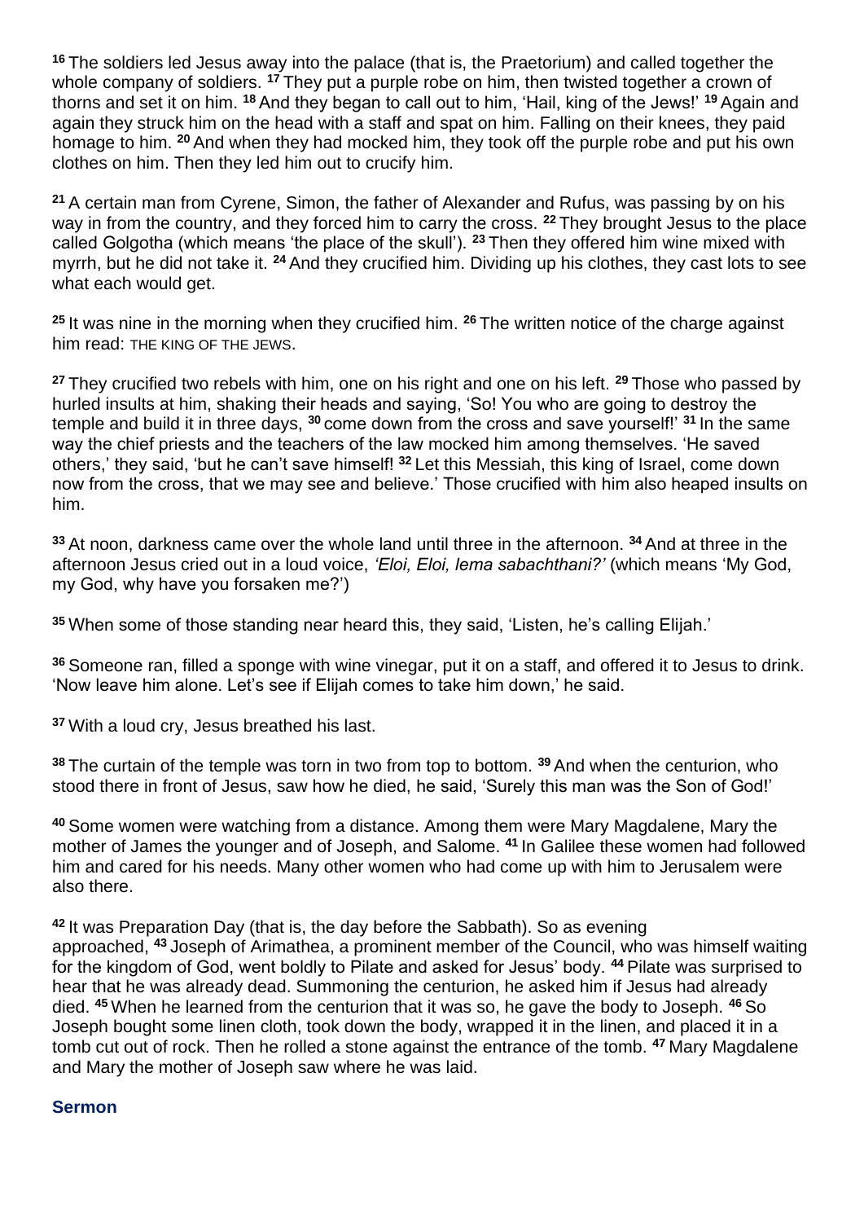[16] The soldiers led Jesus away into the palace (that is, the Praetorium) and called together the whole company of soldiers. [17] They put a purple robe on him, then twisted together a crown of thorns and set it on him. [18] And they began to call out to him, 'Hail, king of the Jews!' [19] Again and again they struck him on the head with a staff and spat on him. Falling on their knees, they paid homage to him. [20] And when they had mocked him, they took off the purple robe and put his own clothes on him. Then they led him out to crucify him.

[21] A certain man from Cyrene, Simon, the father of Alexander and Rufus, was passing by on his way in from the country, and they forced him to carry the cross. [22] They brought Jesus to the place called Golgotha (which means 'the place of the skull'). [23] Then they offered him wine mixed with myrrh, but he did not take it. [24] And they crucified him. Dividing up his clothes, they cast lots to see what each would get.

[25] It was nine in the morning when they crucified him. [26] The written notice of the charge against him read: THE KING OF THE JEWS.

[27] They crucified two rebels with him, one on his right and one on his left. [29] Those who passed by hurled insults at him, shaking their heads and saying, 'So! You who are going to destroy the temple and build it in three days, [30] come down from the cross and save yourself!' [31] In the same way the chief priests and the teachers of the law mocked him among themselves. 'He saved others,' they said, 'but he can't save himself! [32] Let this Messiah, this king of Israel, come down now from the cross, that we may see and believe.' Those crucified with him also heaped insults on him.

[33] At noon, darkness came over the whole land until three in the afternoon. [34] And at three in the afternoon Jesus cried out in a loud voice, *'Eloi, Eloi, lema sabachthani?'* (which means 'My God, my God, why have you forsaken me?')

[35] When some of those standing near heard this, they said, 'Listen, he's calling Elijah.'

[36] Someone ran, filled a sponge with wine vinegar, put it on a staff, and offered it to Jesus to drink. 'Now leave him alone. Let's see if Elijah comes to take him down,' he said.

[37] With a loud cry, Jesus breathed his last.

[38] The curtain of the temple was torn in two from top to bottom. [39] And when the centurion, who stood there in front of Jesus, saw how he died, he said, 'Surely this man was the Son of God!'

[40] Some women were watching from a distance. Among them were Mary Magdalene, Mary the mother of James the younger and of Joseph, and Salome. [41] In Galilee these women had followed him and cared for his needs. Many other women who had come up with him to Jerusalem were also there.

[42] It was Preparation Day (that is, the day before the Sabbath). So as evening approached, [43] Joseph of Arimathea, a prominent member of the Council, who was himself waiting for the kingdom of God, went boldly to Pilate and asked for Jesus' body. [44] Pilate was surprised to hear that he was already dead. Summoning the centurion, he asked him if Jesus had already died. [45] When he learned from the centurion that it was so, he gave the body to Joseph. [46] So Joseph bought some linen cloth, took down the body, wrapped it in the linen, and placed it in a tomb cut out of rock. Then he rolled a stone against the entrance of the tomb. [47] Mary Magdalene and Mary the mother of Joseph saw where he was laid.

## Sermon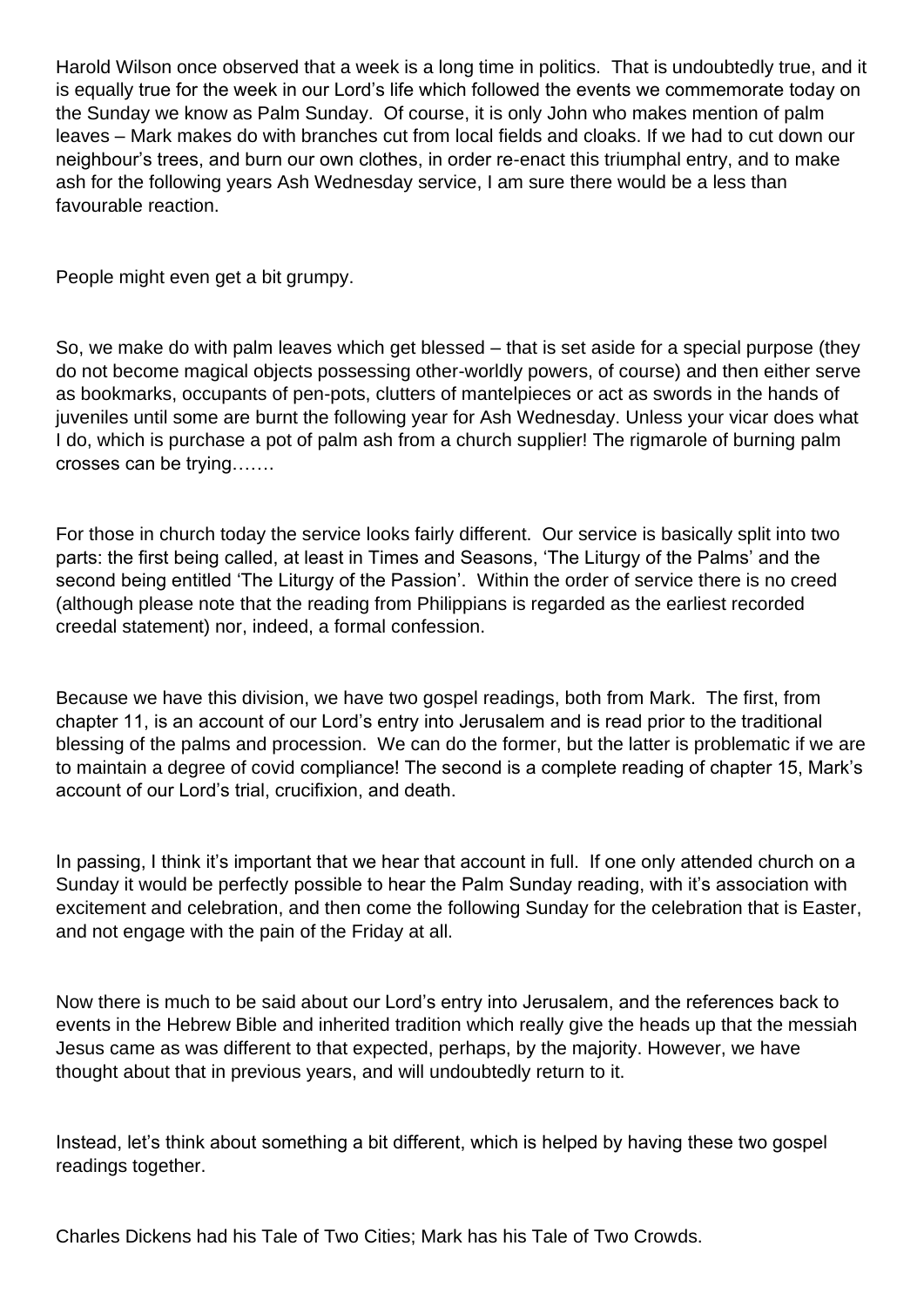Harold Wilson once observed that a week is a long time in politics. That is undoubtedly true, and it is equally true for the week in our Lord's life which followed the events we commemorate today on the Sunday we know as Palm Sunday. Of course, it is only John who makes mention of palm leaves – Mark makes do with branches cut from local fields and cloaks. If we had to cut down our neighbour's trees, and burn our own clothes, in order re-enact this triumphal entry, and to make ash for the following years Ash Wednesday service, I am sure there would be a less than favourable reaction.

People might even get a bit grumpy.

So, we make do with palm leaves which get blessed – that is set aside for a special purpose (they do not become magical objects possessing other-worldly powers, of course) and then either serve as bookmarks, occupants of pen-pots, clutters of mantelpieces or act as swords in the hands of juveniles until some are burnt the following year for Ash Wednesday. Unless your vicar does what I do, which is purchase a pot of palm ash from a church supplier! The rigmarole of burning palm crosses can be trying…….

For those in church today the service looks fairly different. Our service is basically split into two parts: the first being called, at least in Times and Seasons, 'The Liturgy of the Palms' and the second being entitled 'The Liturgy of the Passion'. Within the order of service there is no creed (although please note that the reading from Philippians is regarded as the earliest recorded creedal statement) nor, indeed, a formal confession.

Because we have this division, we have two gospel readings, both from Mark. The first, from chapter 11, is an account of our Lord's entry into Jerusalem and is read prior to the traditional blessing of the palms and procession. We can do the former, but the latter is problematic if we are to maintain a degree of covid compliance! The second is a complete reading of chapter 15, Mark's account of our Lord's trial, crucifixion, and death.

In passing, I think it's important that we hear that account in full. If one only attended church on a Sunday it would be perfectly possible to hear the Palm Sunday reading, with it's association with excitement and celebration, and then come the following Sunday for the celebration that is Easter, and not engage with the pain of the Friday at all.

Now there is much to be said about our Lord's entry into Jerusalem, and the references back to events in the Hebrew Bible and inherited tradition which really give the heads up that the messiah Jesus came as was different to that expected, perhaps, by the majority. However, we have thought about that in previous years, and will undoubtedly return to it.

Instead, let's think about something a bit different, which is helped by having these two gospel readings together.

Charles Dickens had his Tale of Two Cities; Mark has his Tale of Two Crowds.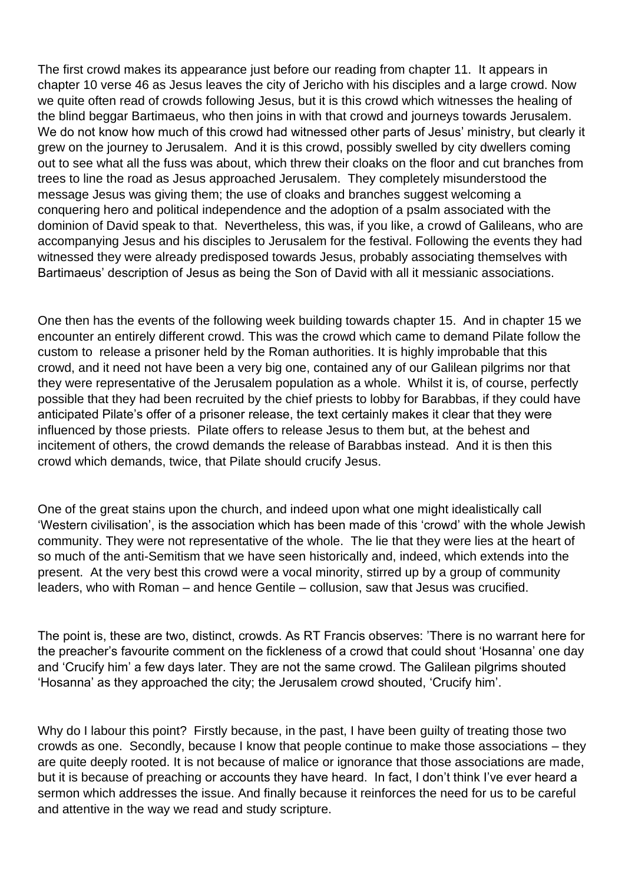The first crowd makes its appearance just before our reading from chapter 11. It appears in chapter 10 verse 46 as Jesus leaves the city of Jericho with his disciples and a large crowd. Now we quite often read of crowds following Jesus, but it is this crowd which witnesses the healing of the blind beggar Bartimaeus, who then joins in with that crowd and journeys towards Jerusalem. We do not know how much of this crowd had witnessed other parts of Jesus' ministry, but clearly it grew on the journey to Jerusalem. And it is this crowd, possibly swelled by city dwellers coming out to see what all the fuss was about, which threw their cloaks on the floor and cut branches from trees to line the road as Jesus approached Jerusalem. They completely misunderstood the message Jesus was giving them; the use of cloaks and branches suggest welcoming a conquering hero and political independence and the adoption of a psalm associated with the dominion of David speak to that. Nevertheless, this was, if you like, a crowd of Galileans, who are accompanying Jesus and his disciples to Jerusalem for the festival. Following the events they had witnessed they were already predisposed towards Jesus, probably associating themselves with Bartimaeus' description of Jesus as being the Son of David with all it messianic associations.

One then has the events of the following week building towards chapter 15. And in chapter 15 we encounter an entirely different crowd. This was the crowd which came to demand Pilate follow the custom to release a prisoner held by the Roman authorities. It is highly improbable that this crowd, and it need not have been a very big one, contained any of our Galilean pilgrims nor that they were representative of the Jerusalem population as a whole. Whilst it is, of course, perfectly possible that they had been recruited by the chief priests to lobby for Barabbas, if they could have anticipated Pilate's offer of a prisoner release, the text certainly makes it clear that they were influenced by those priests. Pilate offers to release Jesus to them but, at the behest and incitement of others, the crowd demands the release of Barabbas instead. And it is then this crowd which demands, twice, that Pilate should crucify Jesus.

One of the great stains upon the church, and indeed upon what one might idealistically call 'Western civilisation', is the association which has been made of this 'crowd' with the whole Jewish community. They were not representative of the whole. The lie that they were lies at the heart of so much of the anti-Semitism that we have seen historically and, indeed, which extends into the present. At the very best this crowd were a vocal minority, stirred up by a group of community leaders, who with Roman – and hence Gentile – collusion, saw that Jesus was crucified.

The point is, these are two, distinct, crowds. As RT Francis observes: 'There is no warrant here for the preacher's favourite comment on the fickleness of a crowd that could shout 'Hosanna' one day and 'Crucify him' a few days later. They are not the same crowd. The Galilean pilgrims shouted 'Hosanna' as they approached the city; the Jerusalem crowd shouted, 'Crucify him'.

Why do I labour this point? Firstly because, in the past, I have been guilty of treating those two crowds as one. Secondly, because I know that people continue to make those associations – they are quite deeply rooted. It is not because of malice or ignorance that those associations are made, but it is because of preaching or accounts they have heard. In fact, I don't think I've ever heard a sermon which addresses the issue. And finally because it reinforces the need for us to be careful and attentive in the way we read and study scripture.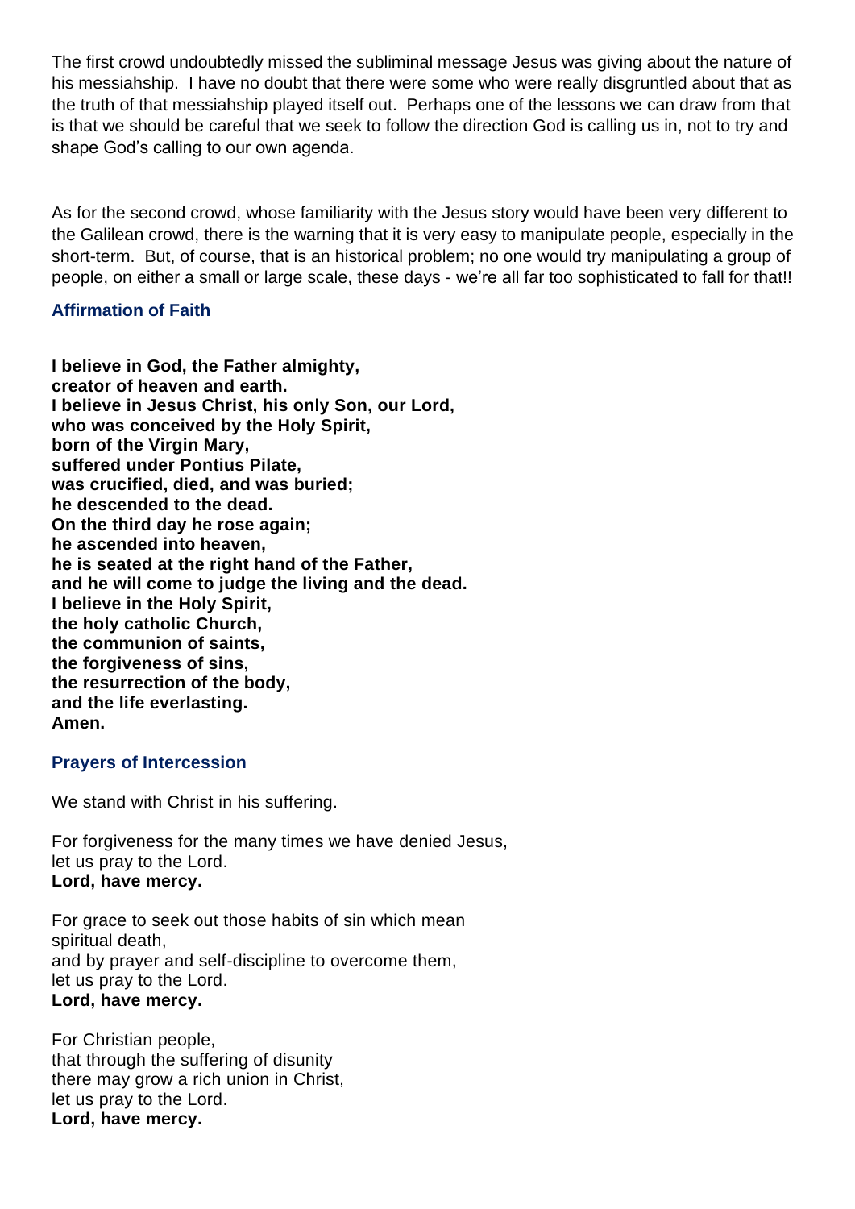The first crowd undoubtedly missed the subliminal message Jesus was giving about the nature of his messiahship. I have no doubt that there were some who were really disgruntled about that as the truth of that messiahship played itself out. Perhaps one of the lessons we can draw from that is that we should be careful that we seek to follow the direction God is calling us in, not to try and shape God's calling to our own agenda.

As for the second crowd, whose familiarity with the Jesus story would have been very different to the Galilean crowd, there is the warning that it is very easy to manipulate people, especially in the short-term. But, of course, that is an historical problem; no one would try manipulating a group of people, on either a small or large scale, these days - we're all far too sophisticated to fall for that!!

### Affirmation of Faith

**I believe in God, the Father almighty,**
**creator of heaven and earth.**
**I believe in Jesus Christ, his only Son, our Lord,**
**who was conceived by the Holy Spirit,**
**born of the Virgin Mary,**
**suffered under Pontius Pilate,**
**was crucified, died, and was buried;**
**he descended to the dead.**
**On the third day he rose again;**
**he ascended into heaven,**
**he is seated at the right hand of the Father,**
**and he will come to judge the living and the dead.**
**I believe in the Holy Spirit,**
**the holy catholic Church,**
**the communion of saints,**
**the forgiveness of sins,**
**the resurrection of the body,**
**and the life everlasting.**
**Amen.**

### Prayers of Intercession

We stand with Christ in his suffering.

For forgiveness for the many times we have denied Jesus,
let us pray to the Lord.
**Lord, have mercy.**

For grace to seek out those habits of sin which mean
spiritual death,
and by prayer and self-discipline to overcome them,
let us pray to the Lord.
**Lord, have mercy.**

For Christian people,
that through the suffering of disunity
there may grow a rich union in Christ,
let us pray to the Lord.
**Lord, have mercy.**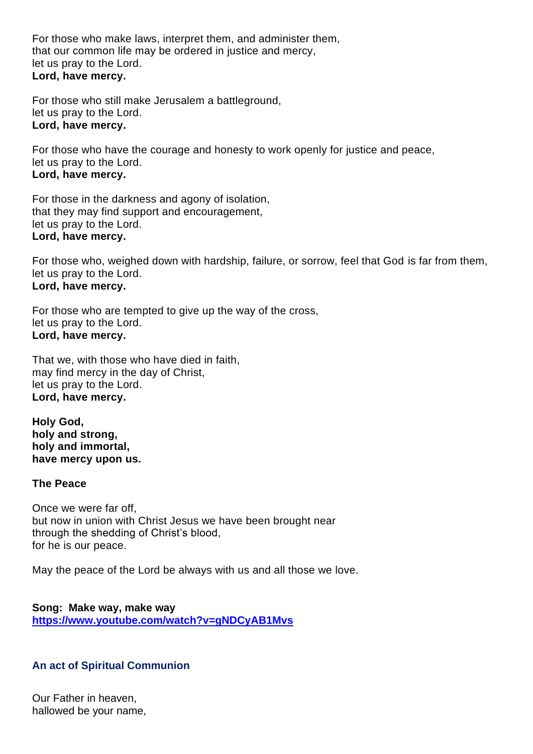For those who make laws, interpret them, and administer them,
that our common life may be ordered in justice and mercy,
let us pray to the Lord.
**Lord, have mercy.**

For those who still make Jerusalem a battleground,
let us pray to the Lord.
**Lord, have mercy.**

For those who have the courage and honesty to work openly for justice and peace,
let us pray to the Lord.
**Lord, have mercy.**

For those in the darkness and agony of isolation,
that they may find support and encouragement,
let us pray to the Lord.
**Lord, have mercy.**

For those who, weighed down with hardship, failure, or sorrow, feel that God is far from them,
let us pray to the Lord.
**Lord, have mercy.**

For those who are tempted to give up the way of the cross,
let us pray to the Lord.
**Lord, have mercy.**

That we, with those who have died in faith,
may find mercy in the day of Christ,
let us pray to the Lord.
**Lord, have mercy.**

**Holy God,**
**holy and strong,**
**holy and immortal,**
**have mercy upon us.**

**The Peace**

Once we were far off,
but now in union with Christ Jesus we have been brought near
through the shedding of Christ's blood,
for he is our peace.

May the peace of the Lord be always with us and all those we love.

**Song: Make way, make way**
**https://www.youtube.com/watch?v=gNDCyAB1Mvs**

### An act of Spiritual Communion

Our Father in heaven,
hallowed be your name,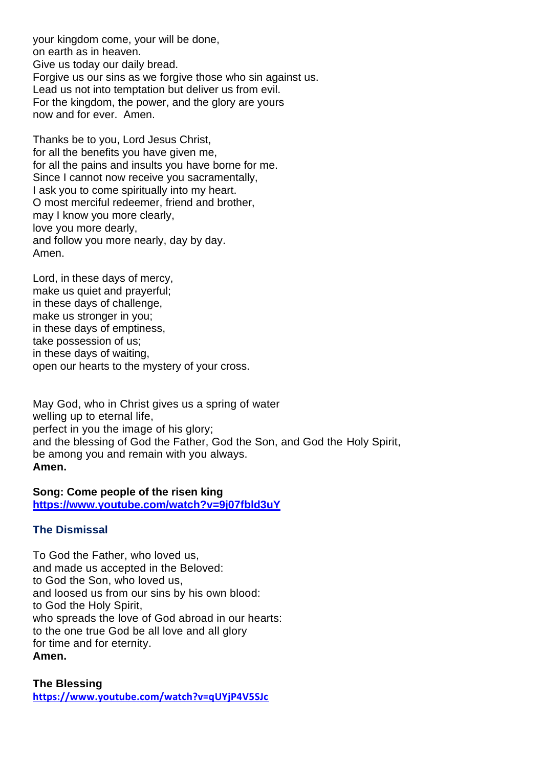your kingdom come, your will be done,
on earth as in heaven.
Give us today our daily bread.
Forgive us our sins as we forgive those who sin against us.
Lead us not into temptation but deliver us from evil.
For the kingdom, the power, and the glory are yours
now and for ever. Amen.

Thanks be to you, Lord Jesus Christ,
for all the benefits you have given me,
for all the pains and insults you have borne for me.
Since I cannot now receive you sacramentally,
I ask you to come spiritually into my heart.
O most merciful redeemer, friend and brother,
may I know you more clearly,
love you more dearly,
and follow you more nearly, day by day.
Amen.

Lord, in these days of mercy,
make us quiet and prayerful;
in these days of challenge,
make us stronger in you;
in these days of emptiness,
take possession of us;
in these days of waiting,
open our hearts to the mystery of your cross.

May God, who in Christ gives us a spring of water
welling up to eternal life,
perfect in you the image of his glory;
and the blessing of God the Father, God the Son, and God the Holy Spirit,
be among you and remain with you always.
**Amen.**

**Song: Come people of the risen king**
**https://www.youtube.com/watch?v=9j07fbld3uY**

### The Dismissal

To God the Father, who loved us,
and made us accepted in the Beloved:
to God the Son, who loved us,
and loosed us from our sins by his own blood:
to God the Holy Spirit,
who spreads the love of God abroad in our hearts:
to the one true God be all love and all glory
for time and for eternity.
**Amen.**

**The Blessing**
**https://www.youtube.com/watch?v=qUYjP4V5SJc**